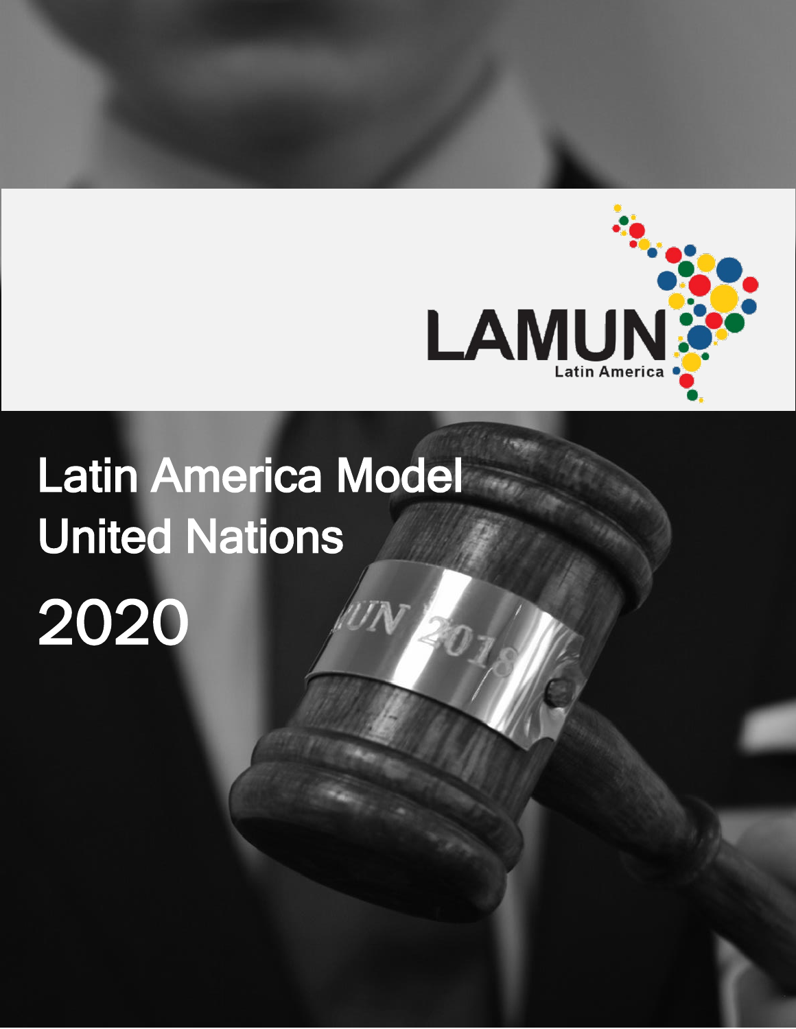LAMUN

Latin America

# Latin America Model United Nations

# 2020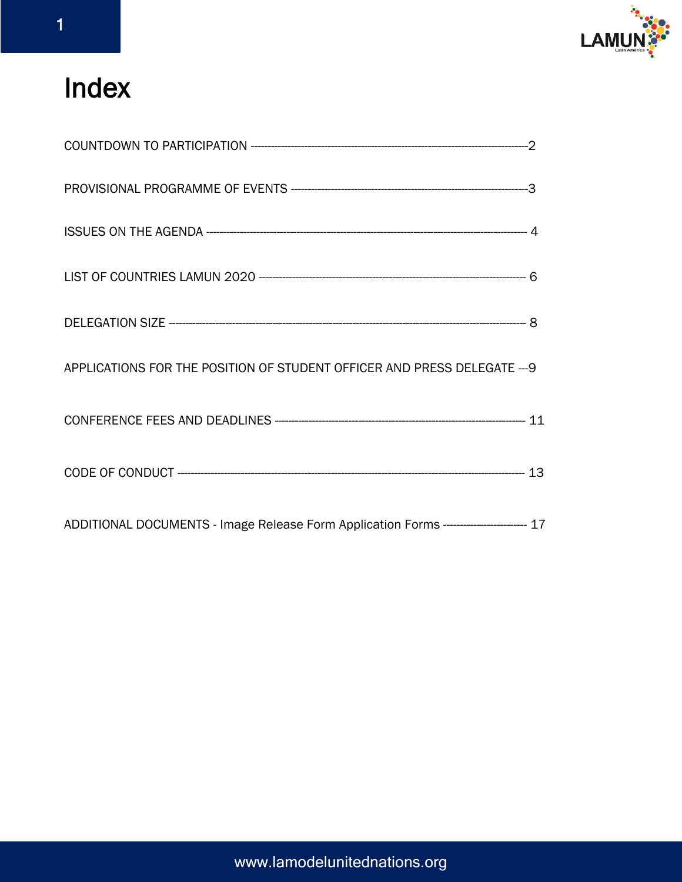# Index

COUNTDOWN TO PARTICIPATION --------------------------------------------------------------------------------2

PROVISIONAL PROGRAMME OF EVENTS -----------------------------------------------------------------------3

ISSUES ON THE AGENDA ----------------------------------------------------------------------------------------------- 4

LIST OF COUNTRIES LAMUN 2020 --------------------------------------------------------------------------------- 6

DELEGATION SIZE ------------------------------------------------------------------------------------------------------------- 8

APPLICATIONS FOR THE POSITION OF STUDENT OFFICER AND PRESS DELEGATE ---9

CONFERENCE FEES AND DEADLINES ------------------------------------------------------------------------- 11

CODE OF CONDUCT ------------------------------------------------------------------------------------------------------ 13

ADDITIONAL DOCUMENTS - Image Release Form Application Forms ------------------------ 17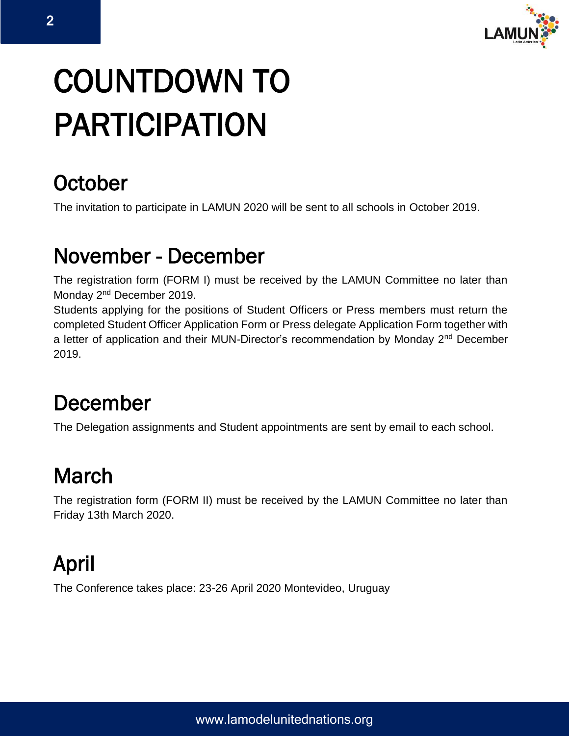# COUNTDOWN TO PARTICIPATION

## October

The invitation to participate in LAMUN 2020 will be sent to all schools in October 2019.

## November - December

The registration form (FORM I) must be received by the LAMUN Committee no later than Monday 2nd December 2019.

Students applying for the positions of Student Officers or Press members must return the completed Student Officer Application Form or Press delegate Application Form together with a letter of application and their MUN-Director's recommendation by Monday 2nd December 2019.

## December

The Delegation assignments and Student appointments are sent by email to each school.

## March

The registration form (FORM II) must be received by the LAMUN Committee no later than Friday 13th March 2020.

## April

The Conference takes place: 23-26 April 2020 Montevideo, Uruguay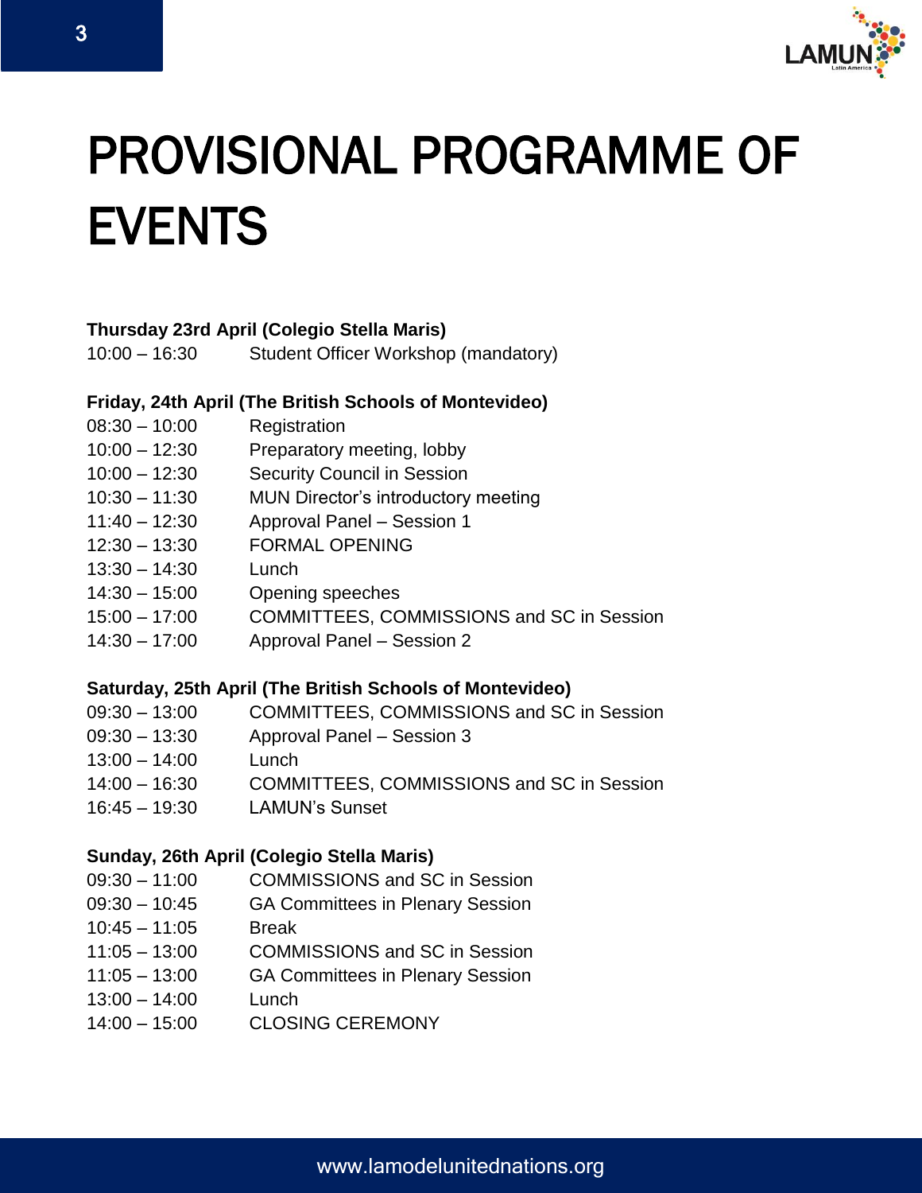# PROVISIONAL PROGRAMME OF EVENTS

**Thursday 23rd April (Colegio Stella Maris)**

10:00 – 16:30 Student Officer Workshop (mandatory)

**Friday, 24th April (The British Schools of Montevideo)**

08:30 – 10:00 Registration
10:00 – 12:30 Preparatory meeting, lobby
10:00 – 12:30 Security Council in Session
10:30 – 11:30 MUN Director's introductory meeting
11:40 – 12:30 Approval Panel – Session 1
12:30 – 13:30 FORMAL OPENING
13:30 – 14:30 Lunch
14:30 – 15:00 Opening speeches
15:00 – 17:00 COMMITTEES, COMMISSIONS and SC in Session
14:30 – 17:00 Approval Panel – Session 2

**Saturday, 25th April (The British Schools of Montevideo)**

09:30 – 13:00 COMMITTEES, COMMISSIONS and SC in Session
09:30 – 13:30 Approval Panel – Session 3
13:00 – 14:00 Lunch
14:00 – 16:30 COMMITTEES, COMMISSIONS and SC in Session
16:45 – 19:30 LAMUN's Sunset

**Sunday, 26th April (Colegio Stella Maris)**

09:30 – 11:00 COMMISSIONS and SC in Session
09:30 – 10:45 GA Committees in Plenary Session
10:45 – 11:05 Break
11:05 – 13:00 COMMISSIONS and SC in Session
11:05 – 13:00 GA Committees in Plenary Session
13:00 – 14:00 Lunch
14:00 – 15:00 CLOSING CEREMONY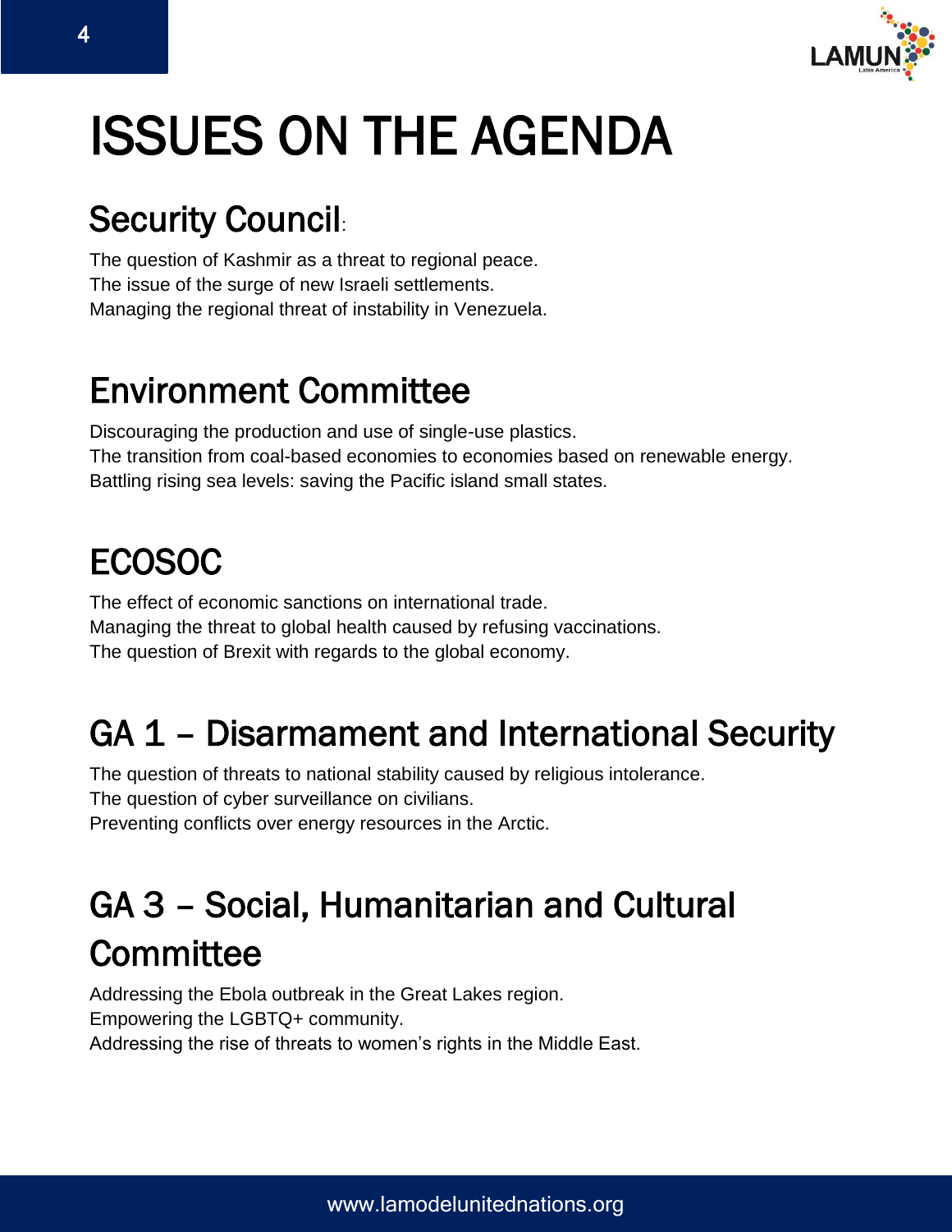# ISSUES ON THE AGENDA

## Security Council:

The question of Kashmir as a threat to regional peace.
The issue of the surge of new Israeli settlements.
Managing the regional threat of instability in Venezuela.

## Environment Committee

Discouraging the production and use of single-use plastics.
The transition from coal-based economies to economies based on renewable energy.
Battling rising sea levels: saving the Pacific island small states.

## ECOSOC

The effect of economic sanctions on international trade.
Managing the threat to global health caused by refusing vaccinations.
The question of Brexit with regards to the global economy.

## GA 1 – Disarmament and International Security

The question of threats to national stability caused by religious intolerance.
The question of cyber surveillance on civilians.
Preventing conflicts over energy resources in the Arctic.

## GA 3 – Social, Humanitarian and Cultural Committee

Addressing the Ebola outbreak in the Great Lakes region.
Empowering the LGBTQ+ community.
Addressing the rise of threats to women's rights in the Middle East.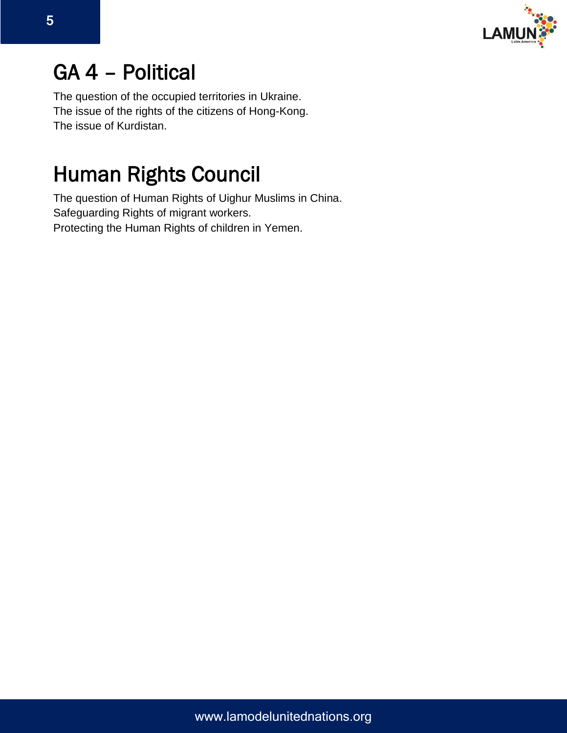# GA 4 – Political

The question of the occupied territories in Ukraine.
The issue of the rights of the citizens of Hong-Kong.
The issue of Kurdistan.

# Human Rights Council

The question of Human Rights of Uighur Muslims in China.
Safeguarding Rights of migrant workers.
Protecting the Human Rights of children in Yemen.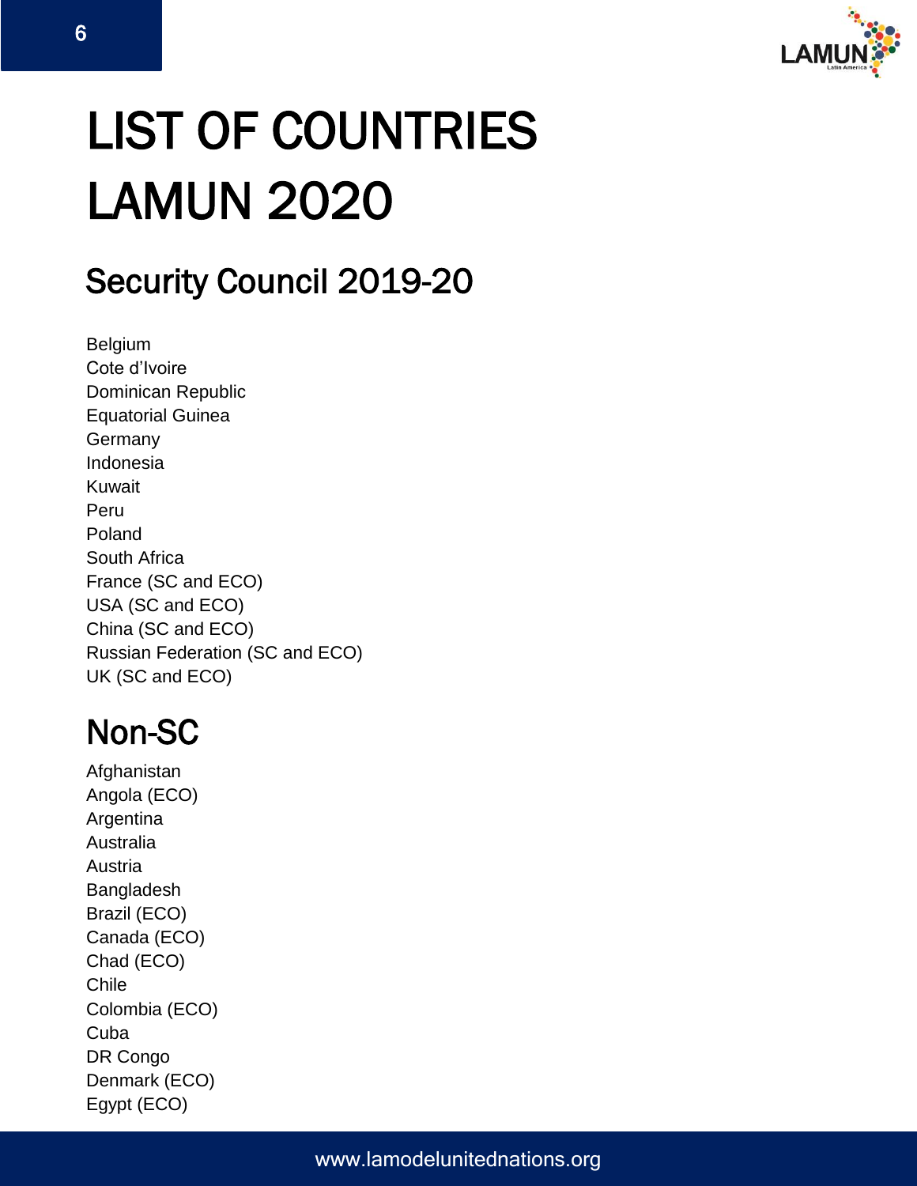# LIST OF COUNTRIES LAMUN 2020

## Security Council 2019-20

Belgium
Cote d'Ivoire
Dominican Republic
Equatorial Guinea
Germany
Indonesia
Kuwait
Peru
Poland
South Africa
France (SC and ECO)
USA (SC and ECO)
China (SC and ECO)
Russian Federation (SC and ECO)
UK (SC and ECO)

## Non-SC

Afghanistan
Angola (ECO)
Argentina
Australia
Austria
Bangladesh
Brazil (ECO)
Canada (ECO)
Chad (ECO)
Chile
Colombia (ECO)
Cuba
DR Congo
Denmark (ECO)
Egypt (ECO)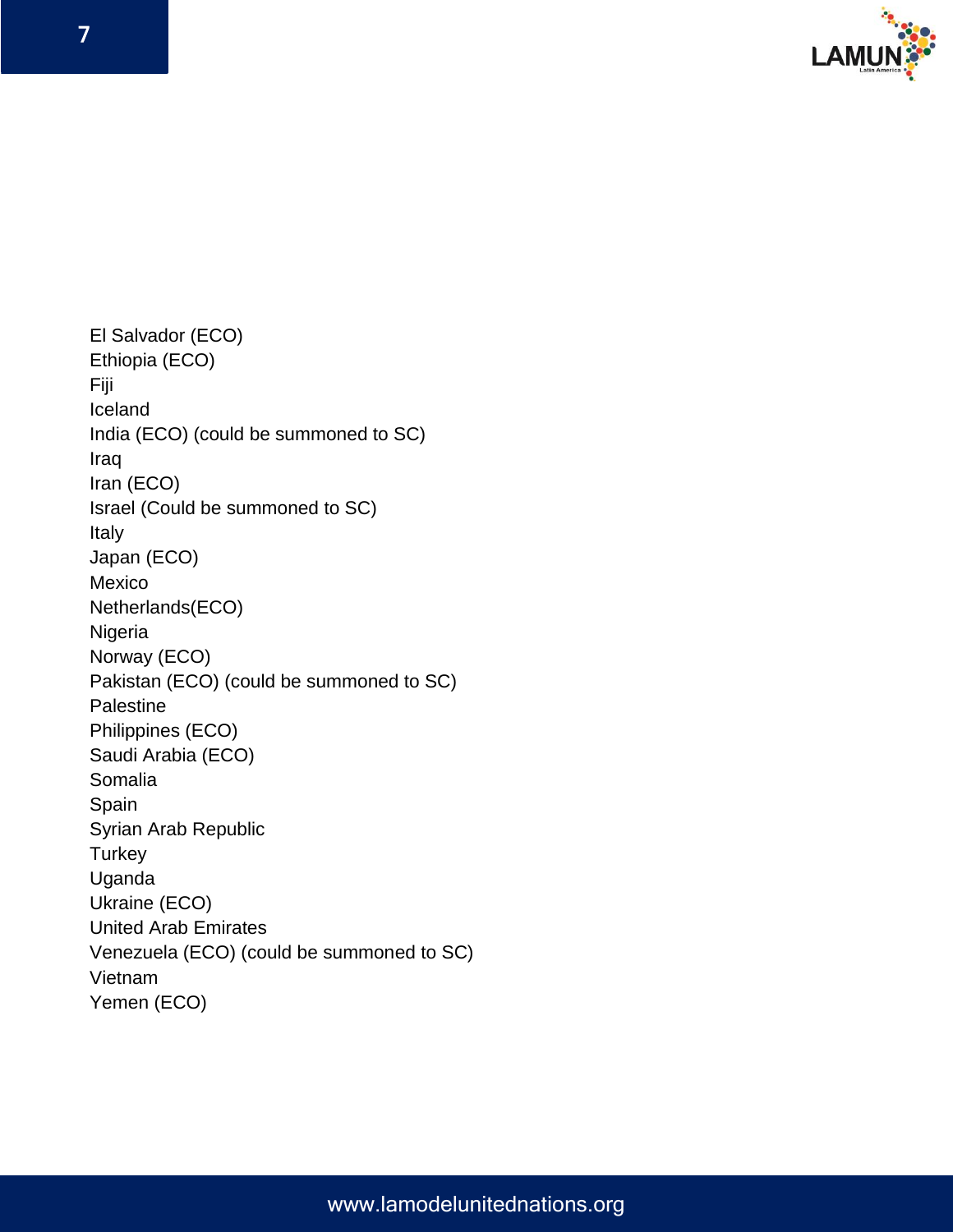El Salvador (ECO)  
Ethiopia (ECO)  
Fiji  
Iceland  
India (ECO) (could be summoned to SC)  
Iraq  
Iran (ECO)  
Israel (Could be summoned to SC)  
Italy  
Japan (ECO)  
Mexico  
Netherlands(ECO)  
Nigeria  
Norway (ECO)  
Pakistan (ECO) (could be summoned to SC)  
Palestine  
Philippines (ECO)  
Saudi Arabia (ECO)  
Somalia  
Spain  
Syrian Arab Republic  
Turkey  
Uganda  
Ukraine (ECO)  
United Arab Emirates  
Venezuela (ECO) (could be summoned to SC)  
Vietnam  
Yemen (ECO)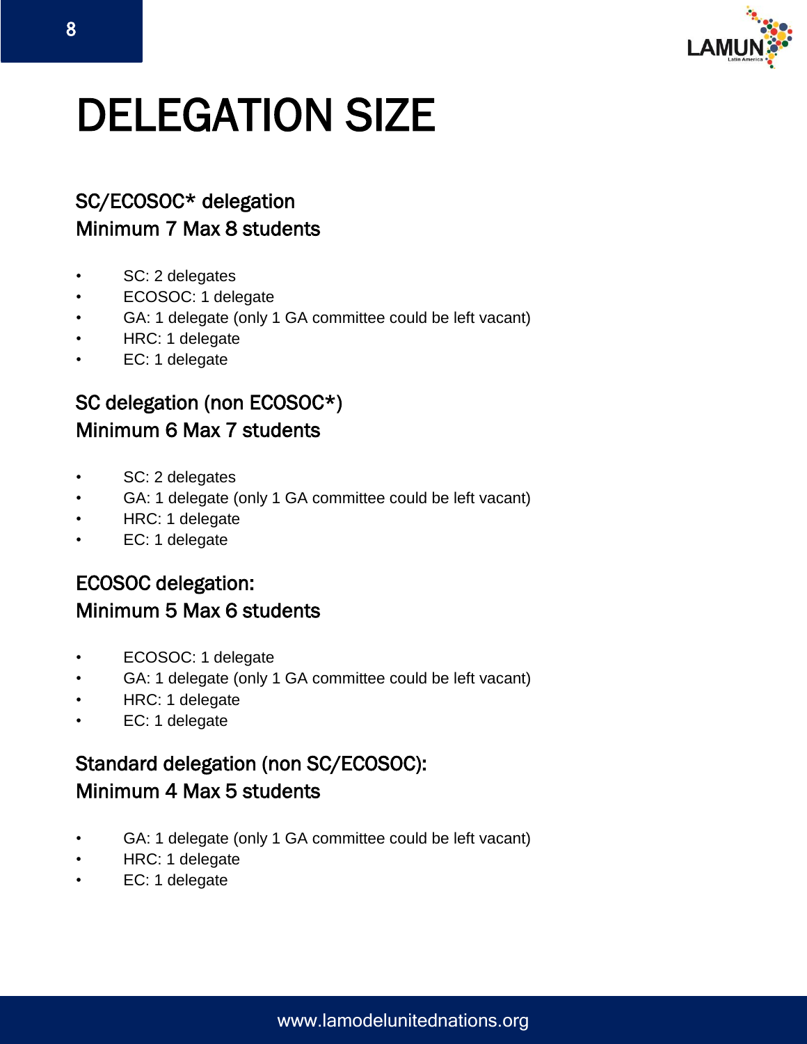# DELEGATION SIZE

### SC/ECOSOC* delegation
### Minimum 7 Max 8 students

- SC: 2 delegates
- ECOSOC: 1 delegate
- GA: 1 delegate (only 1 GA committee could be left vacant)
- HRC: 1 delegate
- EC: 1 delegate

### SC delegation (non ECOSOC*)
### Minimum 6 Max 7 students

- SC: 2 delegates
- GA: 1 delegate (only 1 GA committee could be left vacant)
- HRC: 1 delegate
- EC: 1 delegate

### ECOSOC delegation:
### Minimum 5 Max 6 students

- ECOSOC: 1 delegate
- GA: 1 delegate (only 1 GA committee could be left vacant)
- HRC: 1 delegate
- EC: 1 delegate

### Standard delegation (non SC/ECOSOC):
### Minimum 4 Max 5 students

- GA: 1 delegate (only 1 GA committee could be left vacant)
- HRC: 1 delegate
- EC: 1 delegate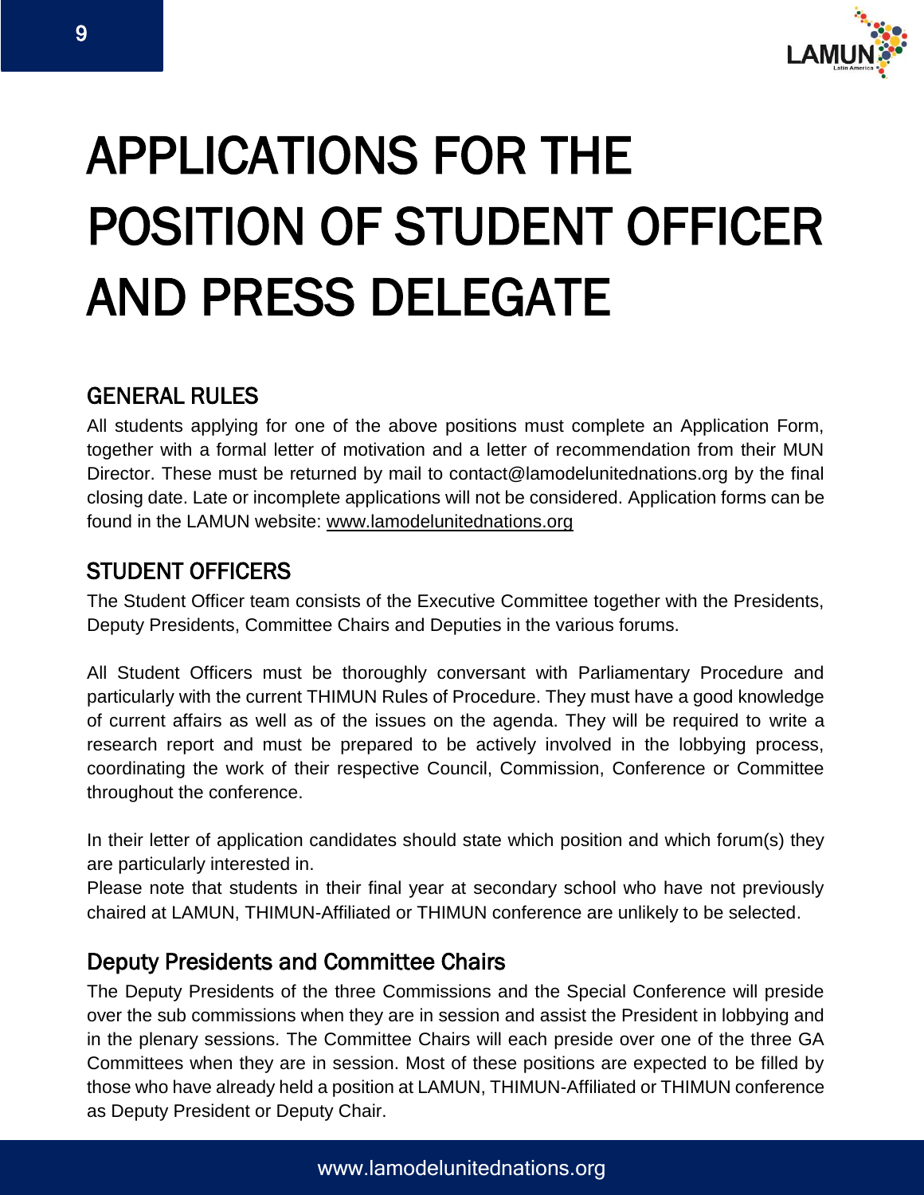# APPLICATIONS FOR THE POSITION OF STUDENT OFFICER AND PRESS DELEGATE

## GENERAL RULES

All students applying for one of the above positions must complete an Application Form, together with a formal letter of motivation and a letter of recommendation from their MUN Director. These must be returned by mail to contact@lamodelunitednations.org by the final closing date. Late or incomplete applications will not be considered. Application forms can be found in the LAMUN website: www.lamodelunitednations.org

## STUDENT OFFICERS

The Student Officer team consists of the Executive Committee together with the Presidents, Deputy Presidents, Committee Chairs and Deputies in the various forums.

All Student Officers must be thoroughly conversant with Parliamentary Procedure and particularly with the current THIMUN Rules of Procedure. They must have a good knowledge of current affairs as well as of the issues on the agenda. They will be required to write a research report and must be prepared to be actively involved in the lobbying process, coordinating the work of their respective Council, Commission, Conference or Committee throughout the conference.

In their letter of application candidates should state which position and which forum(s) they are particularly interested in.
Please note that students in their final year at secondary school who have not previously chaired at LAMUN, THIMUN-Affiliated or THIMUN conference are unlikely to be selected.

### Deputy Presidents and Committee Chairs

The Deputy Presidents of the three Commissions and the Special Conference will preside over the sub commissions when they are in session and assist the President in lobbying and in the plenary sessions. The Committee Chairs will each preside over one of the three GA Committees when they are in session. Most of these positions are expected to be filled by those who have already held a position at LAMUN, THIMUN-Affiliated or THIMUN conference as Deputy President or Deputy Chair.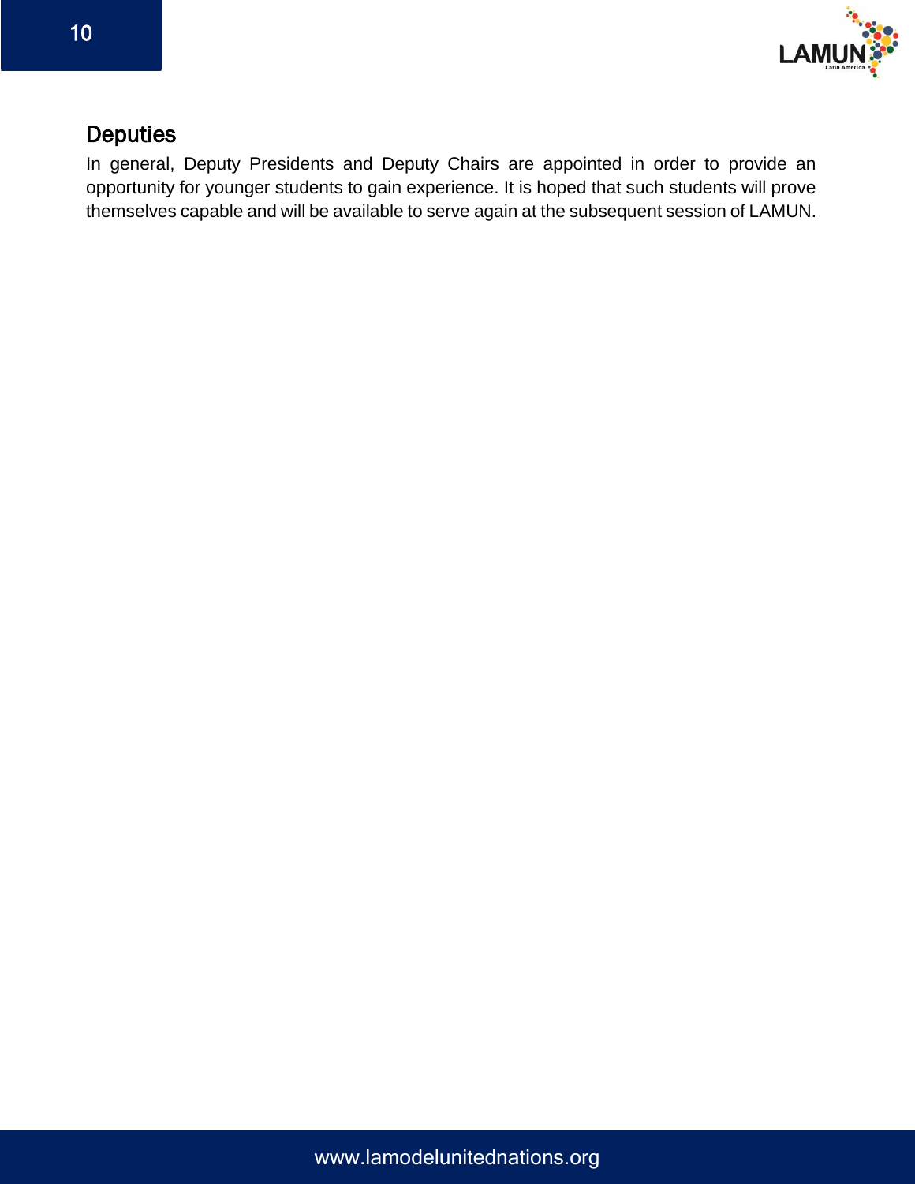## Deputies

In general, Deputy Presidents and Deputy Chairs are appointed in order to provide an opportunity for younger students to gain experience. It is hoped that such students will prove themselves capable and will be available to serve again at the subsequent session of LAMUN.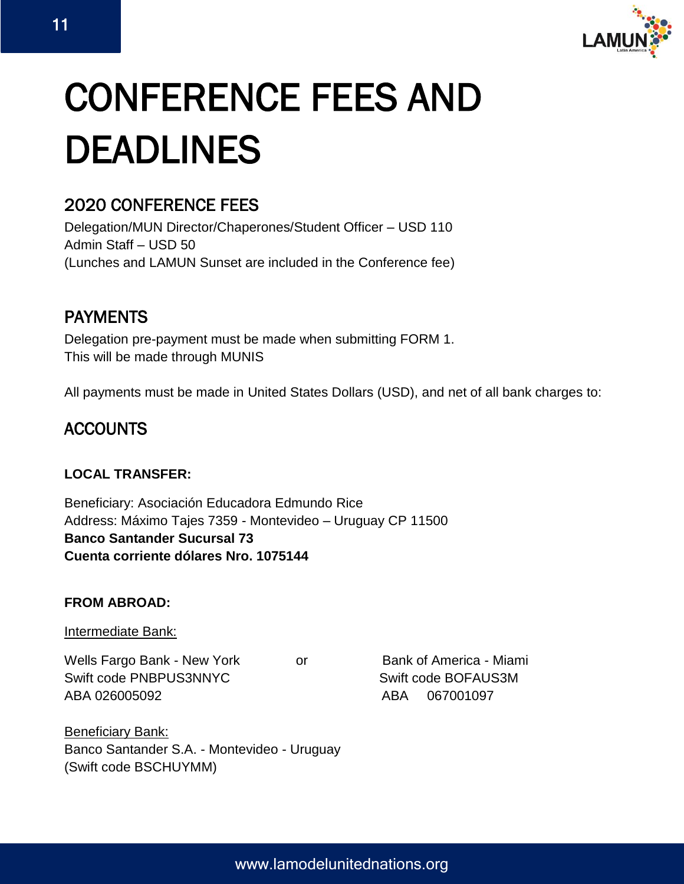# CONFERENCE FEES AND DEADLINES

## 2020 CONFERENCE FEES

Delegation/MUN Director/Chaperones/Student Officer – USD 110
Admin Staff – USD 50
(Lunches and LAMUN Sunset are included in the Conference fee)

## PAYMENTS

Delegation pre-payment must be made when submitting FORM 1.
This will be made through MUNIS

All payments must be made in United States Dollars (USD), and net of all bank charges to:

## ACCOUNTS

**LOCAL TRANSFER:**

Beneficiary: Asociación Educadora Edmundo Rice
Address: Máximo Tajes 7359 - Montevideo – Uruguay CP 11500
**Banco Santander Sucursal 73**
**Cuenta corriente dólares Nro. 1075144**

**FROM ABROAD:**

Intermediate Bank:

Wells Fargo Bank - New York
Swift code PNBPUS3NNYC
ABA 026005092

or

Bank of America - Miami
Swift code BOFAUS3M
ABA 067001097

Beneficiary Bank:
Banco Santander S.A. - Montevideo - Uruguay
(Swift code BSCHUYMM)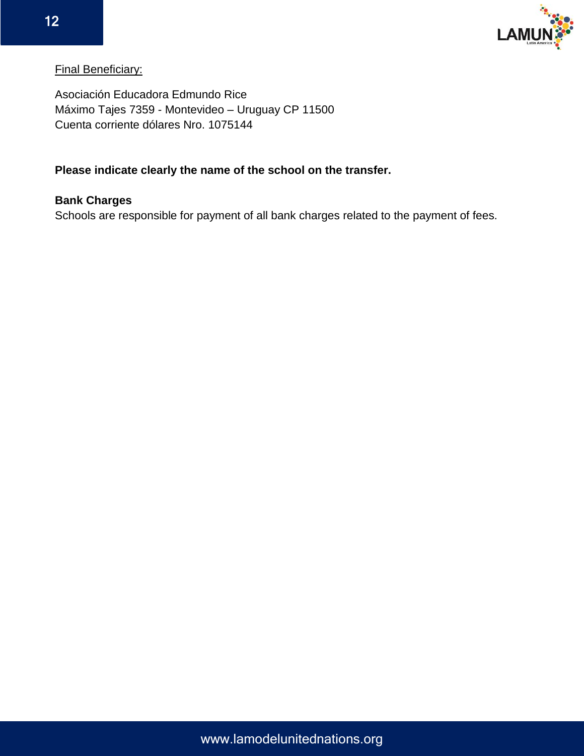<u>Final Beneficiary:</u>

Asociación Educadora Edmundo Rice
Máximo Tajes 7359 - Montevideo – Uruguay CP 11500
Cuenta corriente dólares Nro. 1075144

**Please indicate clearly the name of the school on the transfer.**

**Bank Charges**
Schools are responsible for payment of all bank charges related to the payment of fees.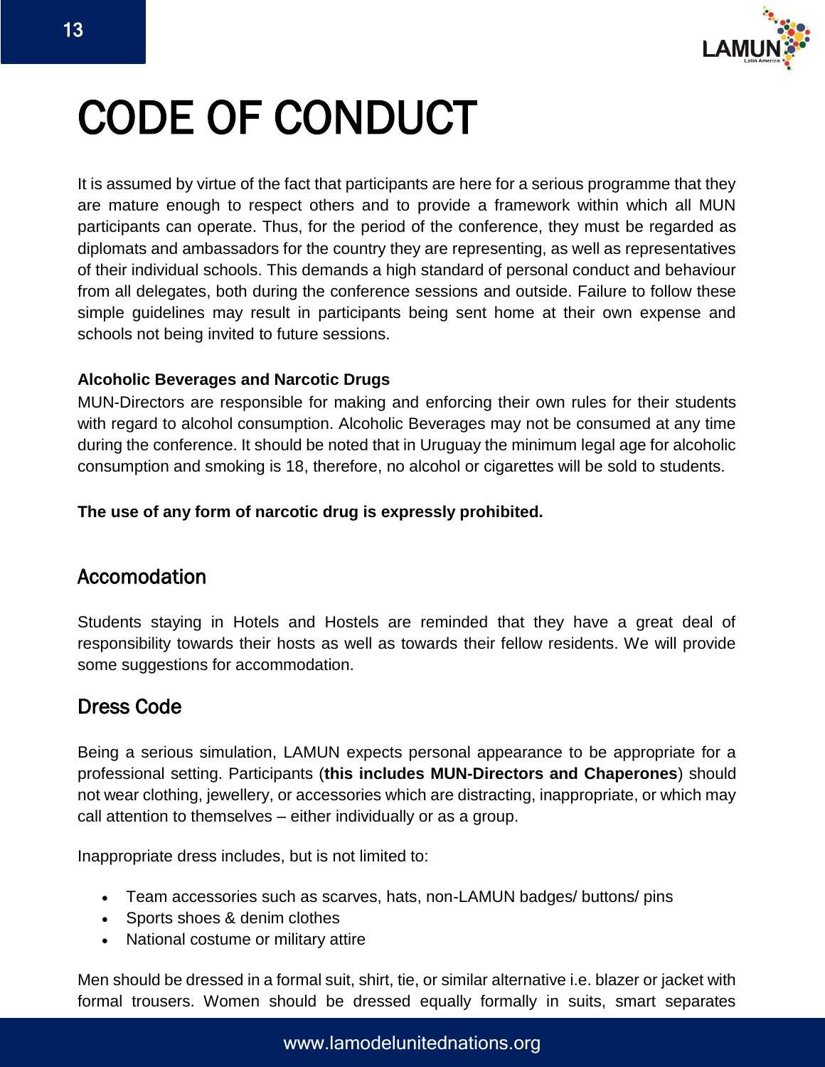# CODE OF CONDUCT

It is assumed by virtue of the fact that participants are here for a serious programme that they are mature enough to respect others and to provide a framework within which all MUN participants can operate. Thus, for the period of the conference, they must be regarded as diplomats and ambassadors for the country they are representing, as well as representatives of their individual schools. This demands a high standard of personal conduct and behaviour from all delegates, both during the conference sessions and outside. Failure to follow these simple guidelines may result in participants being sent home at their own expense and schools not being invited to future sessions.

**Alcoholic Beverages and Narcotic Drugs**

MUN-Directors are responsible for making and enforcing their own rules for their students with regard to alcohol consumption. Alcoholic Beverages may not be consumed at any time during the conference. It should be noted that in Uruguay the minimum legal age for alcoholic consumption and smoking is 18, therefore, no alcohol or cigarettes will be sold to students.

**The use of any form of narcotic drug is expressly prohibited.**

## Accomodation

Students staying in Hotels and Hostels are reminded that they have a great deal of responsibility towards their hosts as well as towards their fellow residents. We will provide some suggestions for accommodation.

## Dress Code

Being a serious simulation, LAMUN expects personal appearance to be appropriate for a professional setting. Participants (**this includes MUN-Directors and Chaperones**) should not wear clothing, jewellery, or accessories which are distracting, inappropriate, or which may call attention to themselves – either individually or as a group.

Inappropriate dress includes, but is not limited to:

- Team accessories such as scarves, hats, non-LAMUN badges/ buttons/ pins
- Sports shoes & denim clothes
- National costume or military attire

Men should be dressed in a formal suit, shirt, tie, or similar alternative i.e. blazer or jacket with formal trousers. Women should be dressed equally formally in suits, smart separates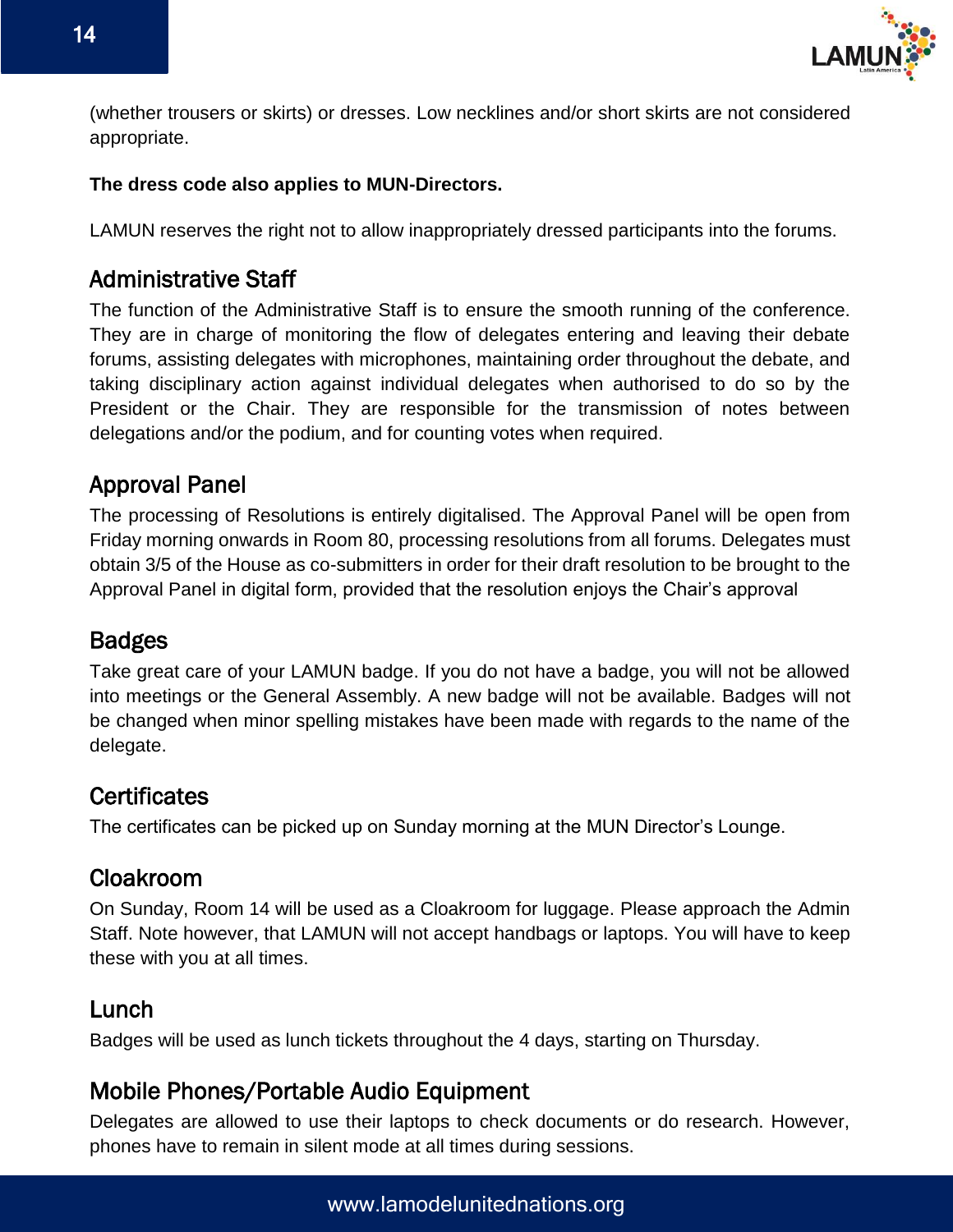(whether trousers or skirts) or dresses. Low necklines and/or short skirts are not considered appropriate.

**The dress code also applies to MUN-Directors.**

LAMUN reserves the right not to allow inappropriately dressed participants into the forums.

## Administrative Staff

The function of the Administrative Staff is to ensure the smooth running of the conference. They are in charge of monitoring the flow of delegates entering and leaving their debate forums, assisting delegates with microphones, maintaining order throughout the debate, and taking disciplinary action against individual delegates when authorised to do so by the President or the Chair. They are responsible for the transmission of notes between delegations and/or the podium, and for counting votes when required.

## Approval Panel

The processing of Resolutions is entirely digitalised. The Approval Panel will be open from Friday morning onwards in Room 80, processing resolutions from all forums. Delegates must obtain 3/5 of the House as co-submitters in order for their draft resolution to be brought to the Approval Panel in digital form, provided that the resolution enjoys the Chair's approval

## Badges

Take great care of your LAMUN badge. If you do not have a badge, you will not be allowed into meetings or the General Assembly. A new badge will not be available. Badges will not be changed when minor spelling mistakes have been made with regards to the name of the delegate.

## Certificates

The certificates can be picked up on Sunday morning at the MUN Director's Lounge.

## Cloakroom

On Sunday, Room 14 will be used as a Cloakroom for luggage. Please approach the Admin Staff. Note however, that LAMUN will not accept handbags or laptops. You will have to keep these with you at all times.

## Lunch

Badges will be used as lunch tickets throughout the 4 days, starting on Thursday.

## Mobile Phones/Portable Audio Equipment

Delegates are allowed to use their laptops to check documents or do research. However, phones have to remain in silent mode at all times during sessions.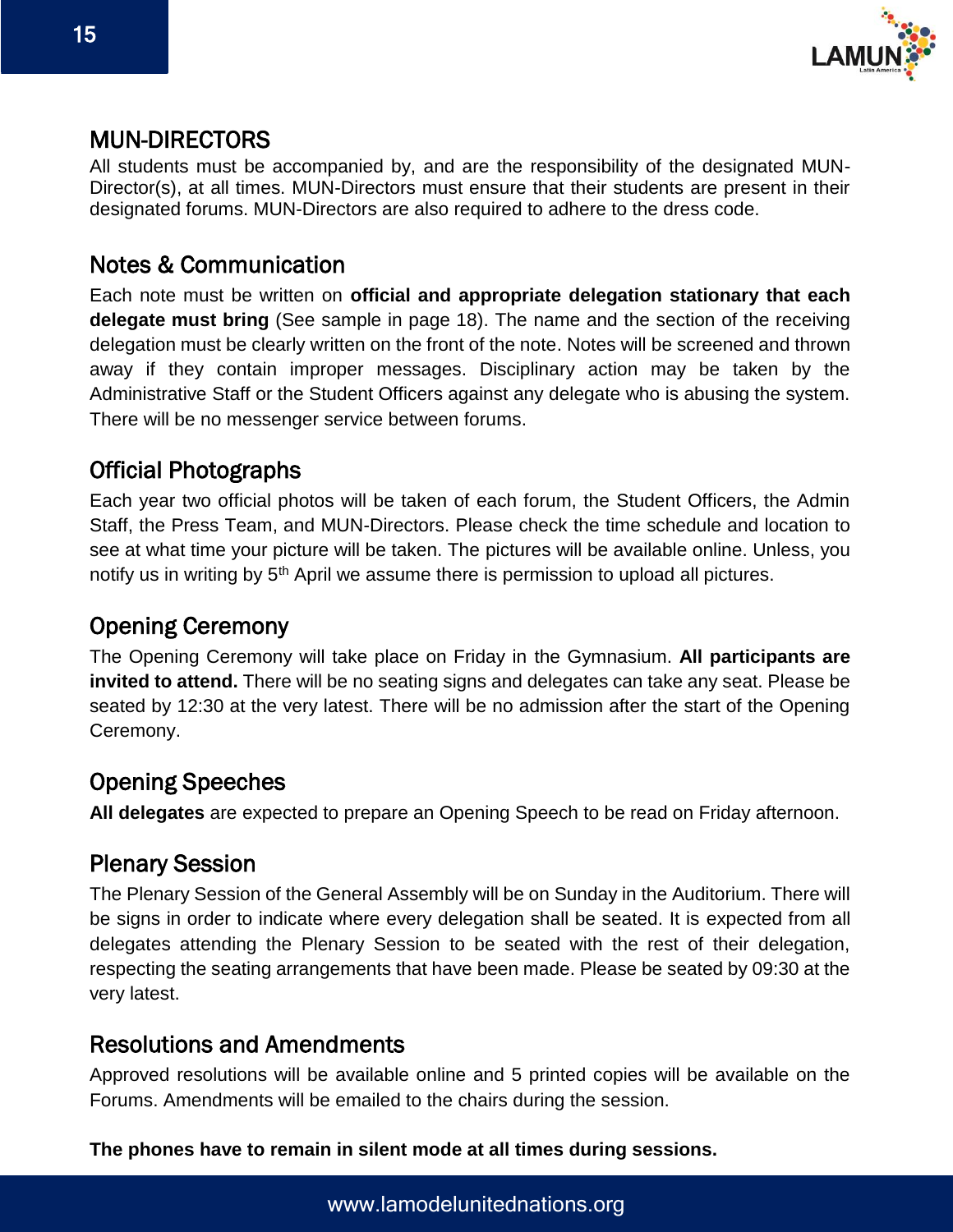## MUN-DIRECTORS

All students must be accompanied by, and are the responsibility of the designated MUN-Director(s), at all times. MUN-Directors must ensure that their students are present in their designated forums. MUN-Directors are also required to adhere to the dress code.

## Notes & Communication

Each note must be written on **official and appropriate delegation stationary that each delegate must bring** (See sample in page 18). The name and the section of the receiving delegation must be clearly written on the front of the note. Notes will be screened and thrown away if they contain improper messages. Disciplinary action may be taken by the Administrative Staff or the Student Officers against any delegate who is abusing the system. There will be no messenger service between forums.

## Official Photographs

Each year two official photos will be taken of each forum, the Student Officers, the Admin Staff, the Press Team, and MUN-Directors. Please check the time schedule and location to see at what time your picture will be taken. The pictures will be available online. Unless, you notify us in writing by 5th April we assume there is permission to upload all pictures.

## Opening Ceremony

The Opening Ceremony will take place on Friday in the Gymnasium. **All participants are invited to attend.** There will be no seating signs and delegates can take any seat. Please be seated by 12:30 at the very latest. There will be no admission after the start of the Opening Ceremony.

## Opening Speeches

**All delegates** are expected to prepare an Opening Speech to be read on Friday afternoon.

## Plenary Session

The Plenary Session of the General Assembly will be on Sunday in the Auditorium. There will be signs in order to indicate where every delegation shall be seated. It is expected from all delegates attending the Plenary Session to be seated with the rest of their delegation, respecting the seating arrangements that have been made. Please be seated by 09:30 at the very latest.

## Resolutions and Amendments

Approved resolutions will be available online and 5 printed copies will be available on the Forums. Amendments will be emailed to the chairs during the session.

**The phones have to remain in silent mode at all times during sessions.**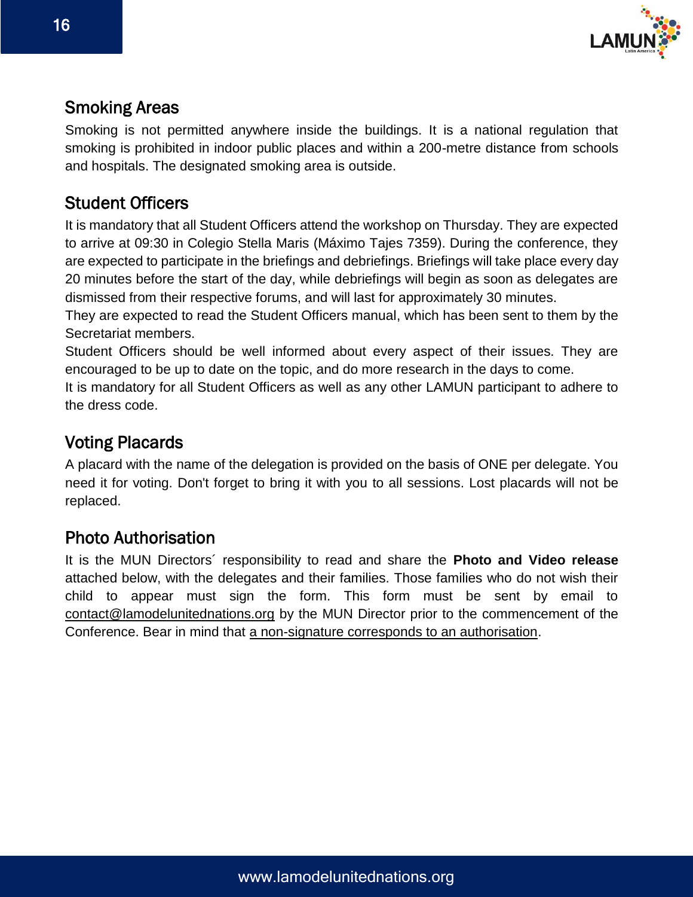## Smoking Areas

Smoking is not permitted anywhere inside the buildings. It is a national regulation that smoking is prohibited in indoor public places and within a 200-metre distance from schools and hospitals. The designated smoking area is outside.

## Student Officers

It is mandatory that all Student Officers attend the workshop on Thursday. They are expected to arrive at 09:30 in Colegio Stella Maris (Máximo Tajes 7359). During the conference, they are expected to participate in the briefings and debriefings. Briefings will take place every day 20 minutes before the start of the day, while debriefings will begin as soon as delegates are dismissed from their respective forums, and will last for approximately 30 minutes.

They are expected to read the Student Officers manual, which has been sent to them by the Secretariat members.

Student Officers should be well informed about every aspect of their issues. They are encouraged to be up to date on the topic, and do more research in the days to come.

It is mandatory for all Student Officers as well as any other LAMUN participant to adhere to the dress code.

## Voting Placards

A placard with the name of the delegation is provided on the basis of ONE per delegate. You need it for voting. Don't forget to bring it with you to all sessions. Lost placards will not be replaced.

## Photo Authorisation

It is the MUN Directors´ responsibility to read and share the **Photo and Video release** attached below, with the delegates and their families. Those families who do not wish their child to appear must sign the form. This form must be sent by email to contact@lamodelunitednations.org by the MUN Director prior to the commencement of the Conference. Bear in mind that a non-signature corresponds to an authorisation.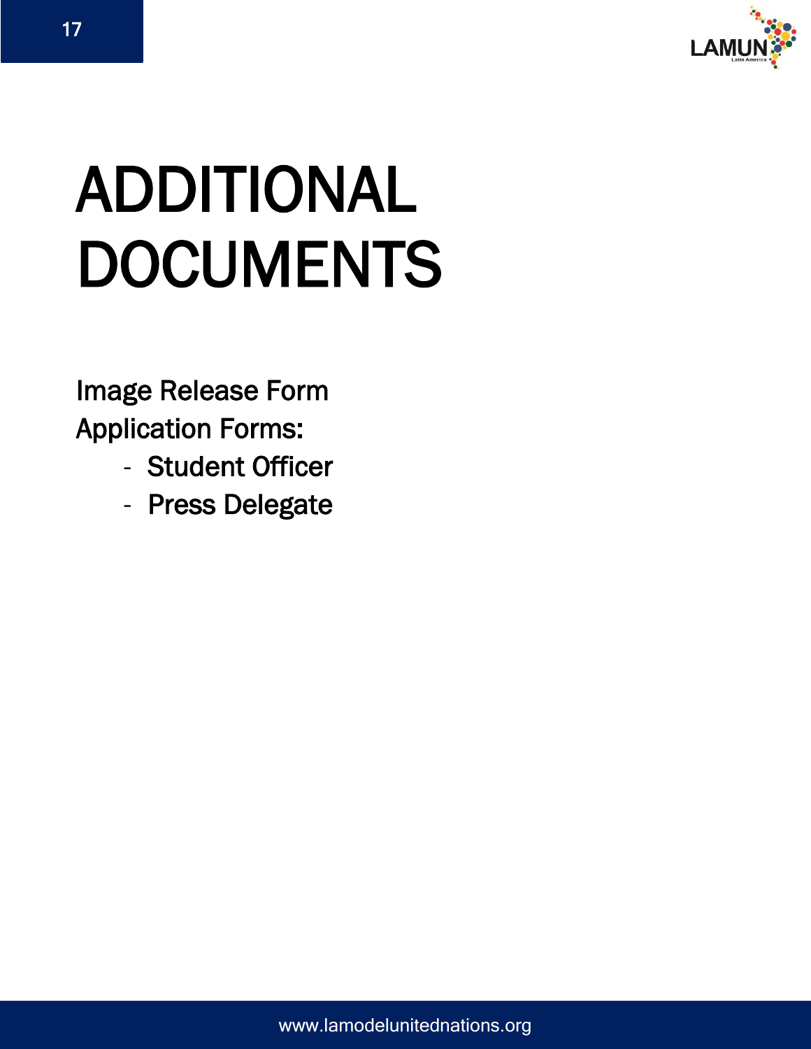# ADDITIONAL DOCUMENTS

Image Release Form

Application Forms:

- Student Officer
- Press Delegate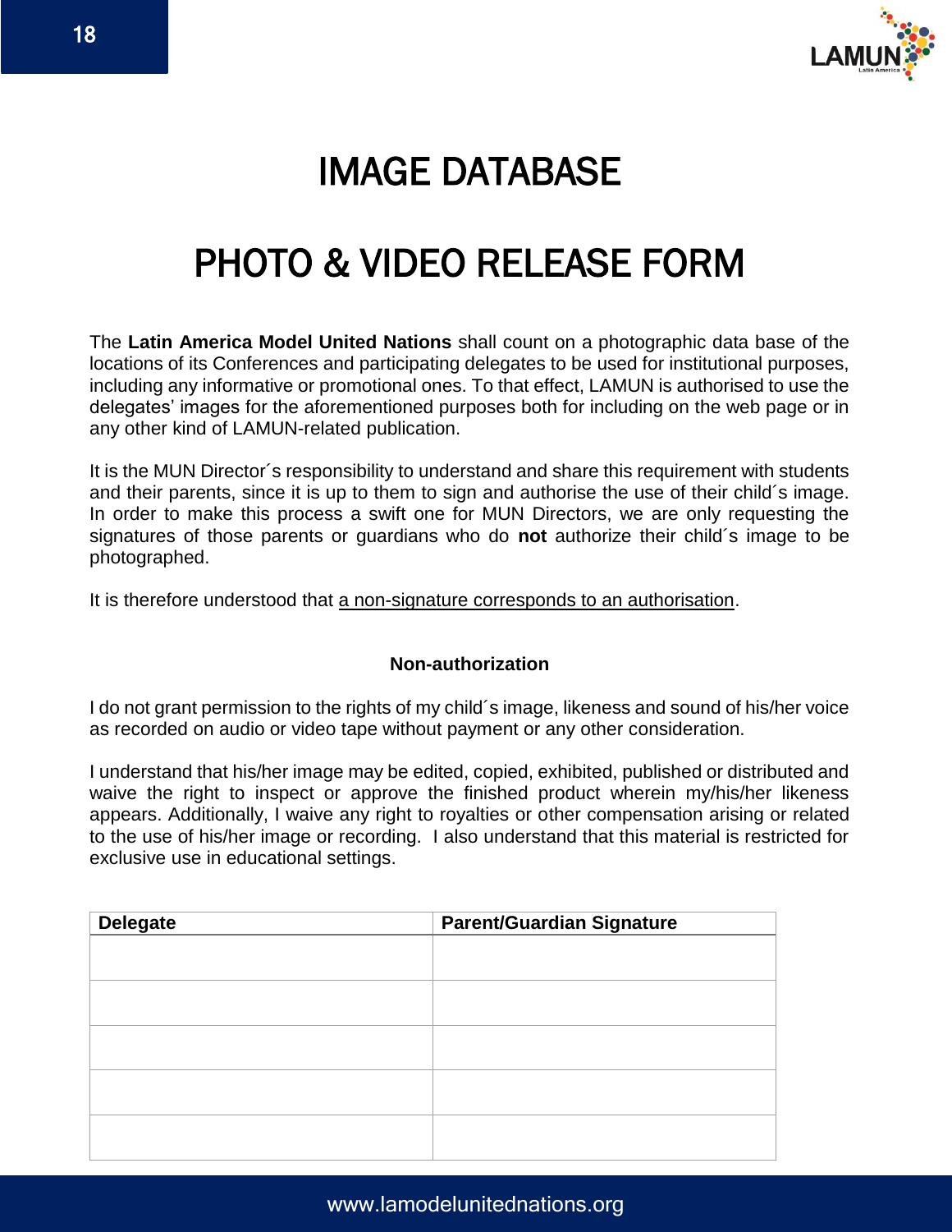# IMAGE DATABASE

# PHOTO & VIDEO RELEASE FORM

The **Latin America Model United Nations** shall count on a photographic data base of the locations of its Conferences and participating delegates to be used for institutional purposes, including any informative or promotional ones. To that effect, LAMUN is authorised to use the delegates' images for the aforementioned purposes both for including on the web page or in any other kind of LAMUN-related publication.

It is the MUN Director´s responsibility to understand and share this requirement with students and their parents, since it is up to them to sign and authorise the use of their child´s image. In order to make this process a swift one for MUN Directors, we are only requesting the signatures of those parents or guardians who do **not** authorize their child´s image to be photographed.

It is therefore understood that <u>a non-signature corresponds to an authorisation</u>.

**Non-authorization**

I do not grant permission to the rights of my child´s image, likeness and sound of his/her voice as recorded on audio or video tape without payment or any other consideration.

I understand that his/her image may be edited, copied, exhibited, published or distributed and waive the right to inspect or approve the finished product wherein my/his/her likeness appears. Additionally, I waive any right to royalties or other compensation arising or related to the use of his/her image or recording. I also understand that this material is restricted for exclusive use in educational settings.

| Delegate | Parent/Guardian Signature |
|---|---|
| | |
| | |
| | |
| | |
| | |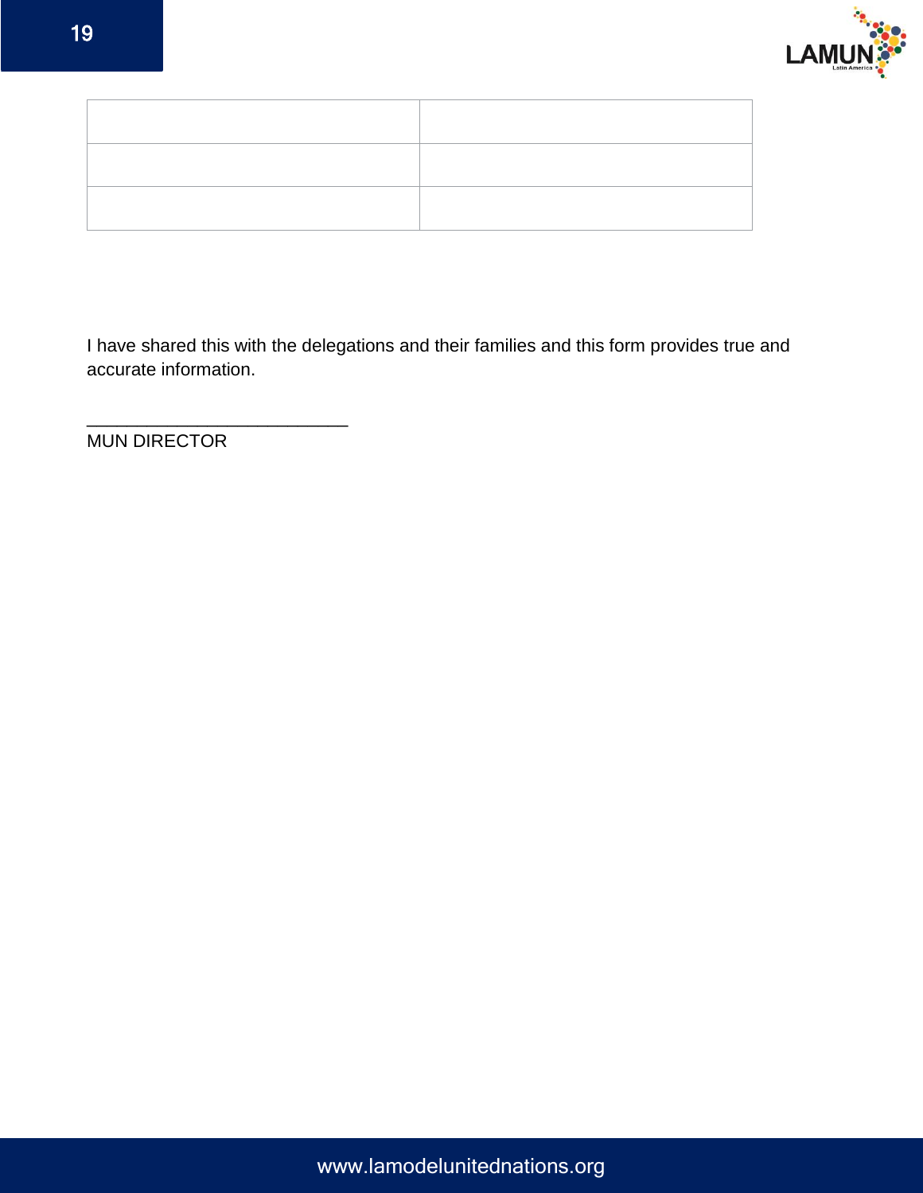| | |
|---|---|
| | |
| | |

I have shared this with the delegations and their families and this form provides true and accurate information.

___________________________
MUN DIRECTOR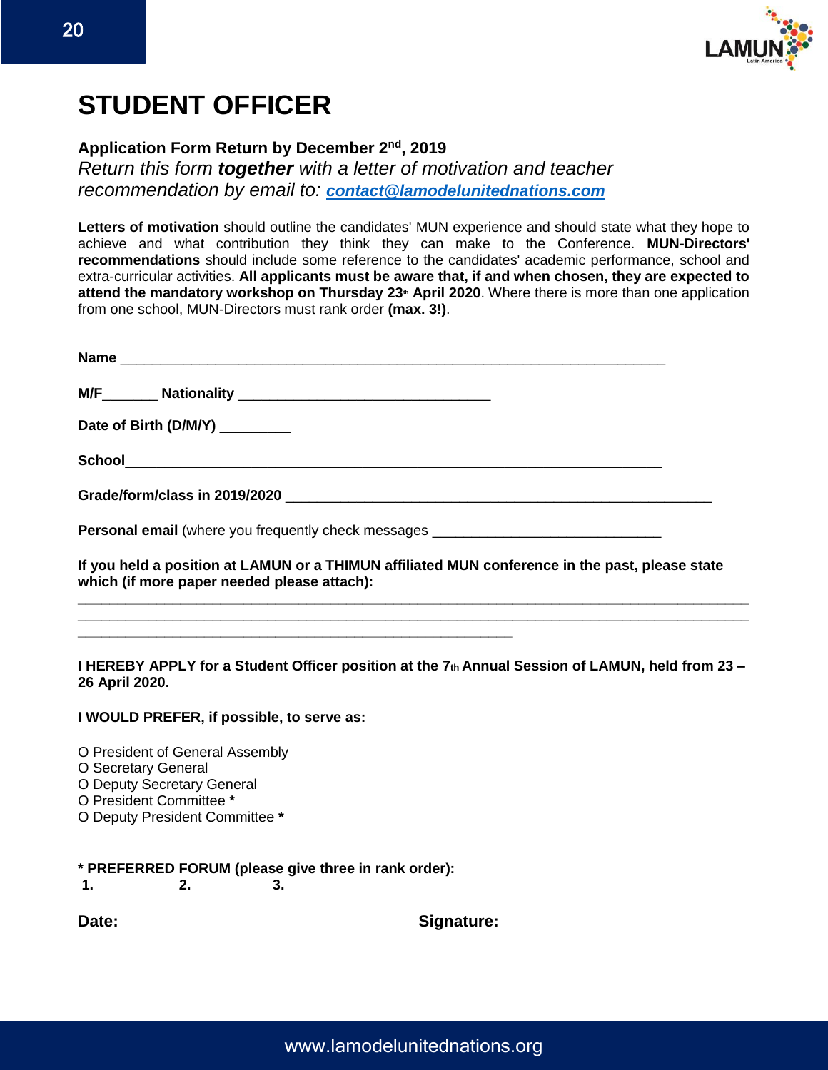# STUDENT OFFICER

**Application Form Return by December 2nd, 2019**
*Return this form **together** with a letter of motivation and teacher recommendation by email to:* ***contact@lamodelunitednations.com***

**Letters of motivation** should outline the candidates' MUN experience and should state what they hope to achieve and what contribution they think they can make to the Conference. **MUN-Directors' recommendations** should include some reference to the candidates' academic performance, school and extra-curricular activities. **All applicants must be aware that, if and when chosen, they are expected to attend the mandatory workshop on Thursday 23th April 2020**. Where there is more than one application from one school, MUN-Directors must rank order **(max. 3!)**.

**Name** ___________________________________________________________________

**M/F**_______ **Nationality** _________________________________

**Date of Birth (D/M/Y)** _________

**School**________________________________________________________________________

**Grade/form/class in 2019/2020** ________________________________________________________

**Personal email** (where you frequently check messages _____________________________

**If you held a position at LAMUN or a THIMUN affiliated MUN conference in the past, please state which (if more paper needed please attach):**

___________________________________________________________________________________________
___________________________________________________________________________________________
____________________________________________________________

**I HEREBY APPLY for a Student Officer position at the 7th Annual Session of LAMUN, held from 23 – 26 April 2020.**

**I WOULD PREFER, if possible, to serve as:**

O President of General Assembly
O Secretary General
O Deputy Secretary General
O President Committee **\***
O Deputy President Committee **\***

**\* PREFERRED FORUM (please give three in rank order):**
**1. 2. 3.**

**Date:** **Signature:**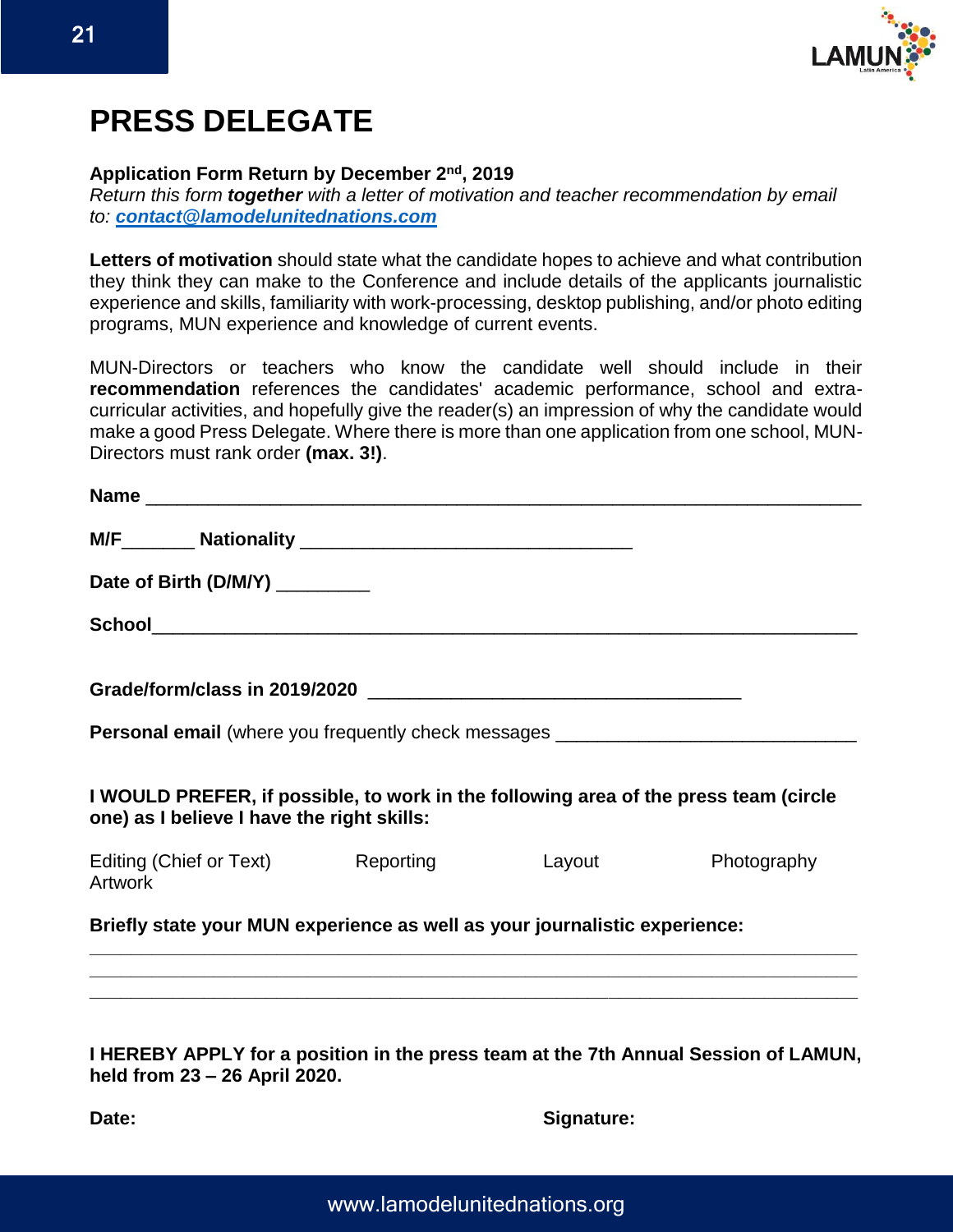# PRESS DELEGATE

**Application Form Return by December 2nd, 2019**
*Return this form **together** with a letter of motivation and teacher recommendation by email to: **contact@lamodelunitednations.com***

**Letters of motivation** should state what the candidate hopes to achieve and what contribution they think they can make to the Conference and include details of the applicants journalistic experience and skills, familiarity with work-processing, desktop publishing, and/or photo editing programs, MUN experience and knowledge of current events.

MUN-Directors or teachers who know the candidate well should include in their **recommendation** references the candidates' academic performance, school and extra-curricular activities, and hopefully give the reader(s) an impression of why the candidate would make a good Press Delegate. Where there is more than one application from one school, MUN-Directors must rank order **(max. 3!)**.

**Name** ___________________________________________________________________

**M/F**_______ **Nationality** _________________________________

**Date of Birth (D/M/Y)** _________

**School**_________________________________________________________________

**Grade/form/class in 2019/2020** ____________________________________

**Personal email** (where you frequently check messages _____________________________

**I WOULD PREFER, if possible, to work in the following area of the press team (circle one) as I believe I have the right skills:**

Editing (Chief or Text) Reporting Layout Photography Artwork

**Briefly state your MUN experience as well as your journalistic experience:**

___________________________________________________________________________
___________________________________________________________________________
___________________________________________________________________________

**I HEREBY APPLY for a position in the press team at the 7th Annual Session of LAMUN, held from 23 – 26 April 2020.**

**Date:** **Signature:**